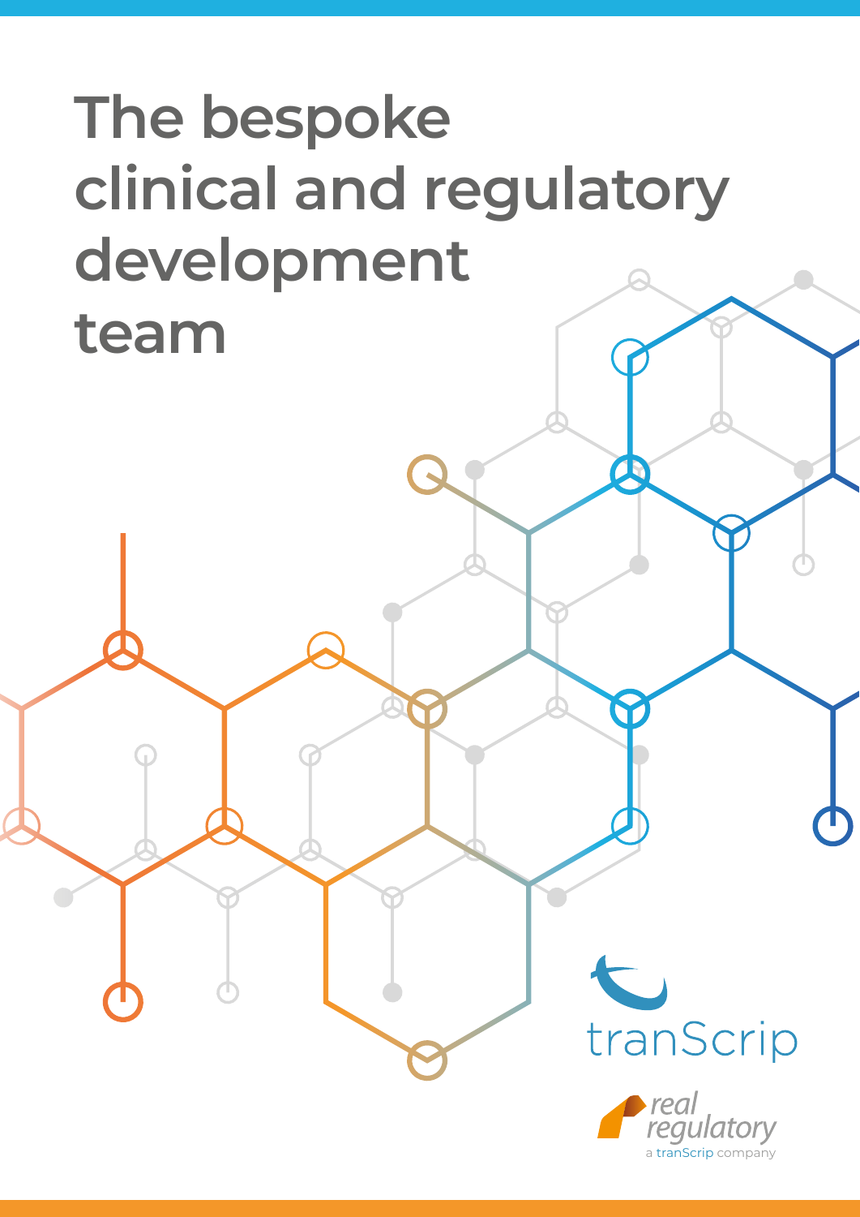# The bespoke clinical and regulatory development team

tranScrip

real regulatory

a tranScrip company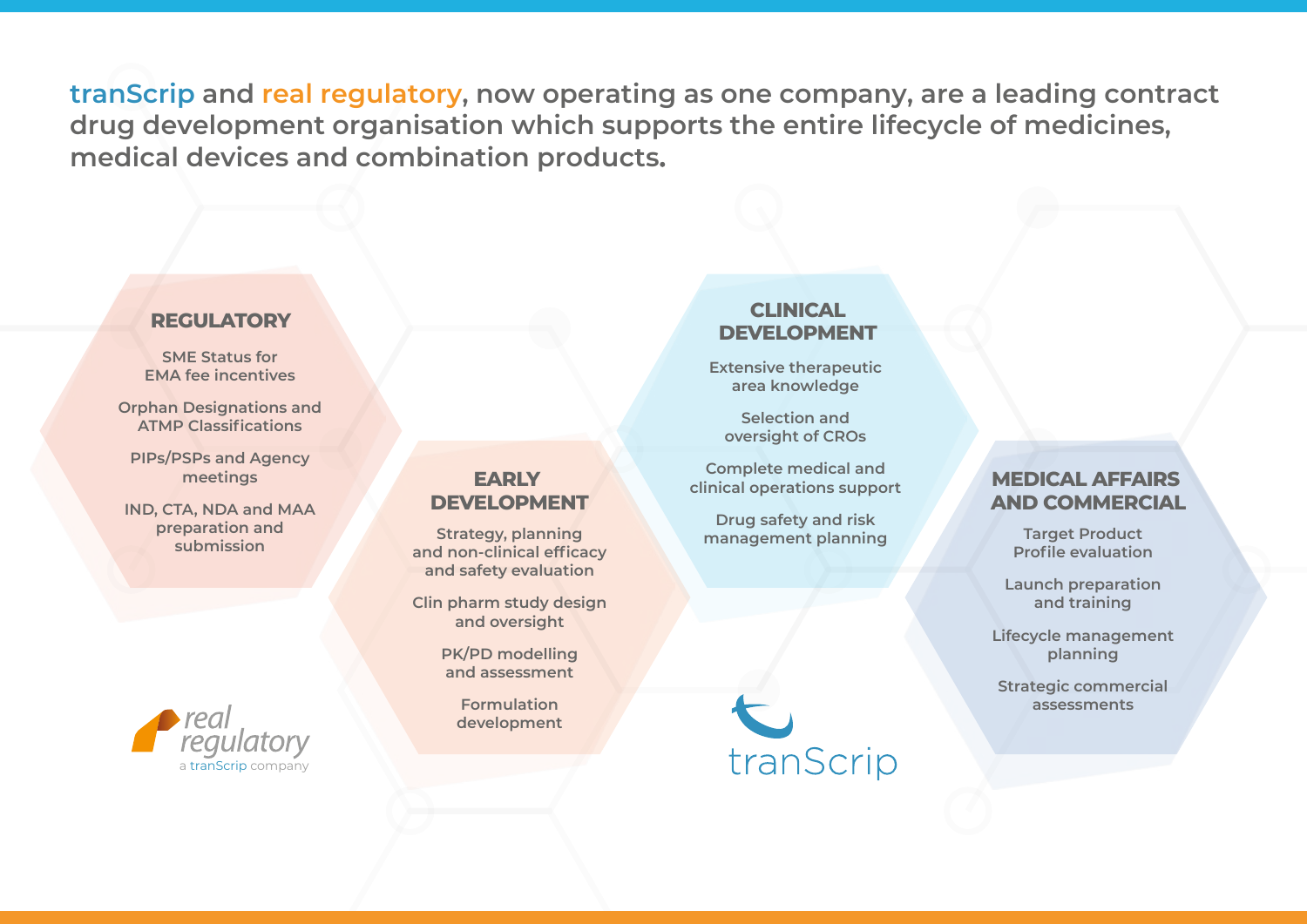**tranScrip and real regulatory, now operating as one company, are a leading contract drug development organisation which supports the entire lifecycle of medicines, medical devices and combination products.**

## REGULATORY

- SME Status for EMA fee incentives
- Orphan Designations and ATMP Classifications
- PIPs/PSPs and Agency meetings
- IND, CTA, NDA and MAA preparation and submission

## EARLY DEVELOPMENT

- Strategy, planning and non-clinical efficacy and safety evaluation
- Clin pharm study design and oversight
- PK/PD modelling and assessment
- Formulation development

## CLINICAL DEVELOPMENT

- Extensive therapeutic area knowledge
- Selection and oversight of CROs
- Complete medical and clinical operations support
- Drug safety and risk management planning

## MEDICAL AFFAIRS AND COMMERCIAL

- Target Product Profile evaluation
- Launch preparation and training
- Lifecycle management planning
- Strategic commercial assessments

real regulatory
a tranScrip company

tranScrip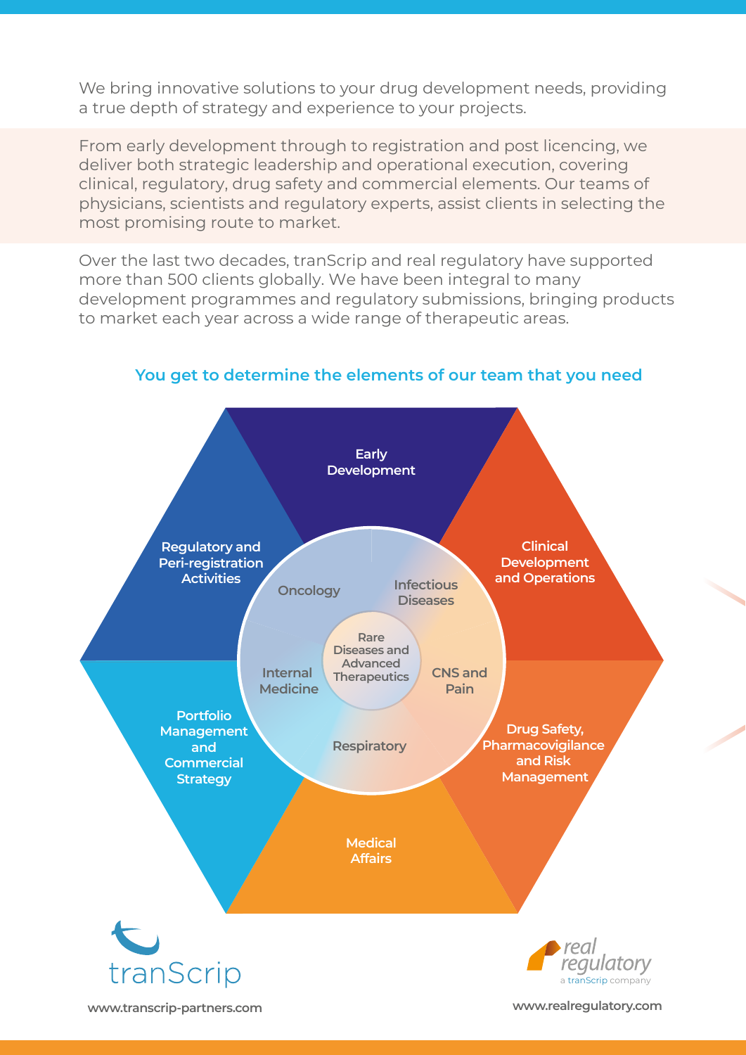We bring innovative solutions to your drug development needs, providing a true depth of strategy and experience to your projects.

From early development through to registration and post licencing, we deliver both strategic leadership and operational execution, covering clinical, regulatory, drug safety and commercial elements. Our teams of physicians, scientists and regulatory experts, assist clients in selecting the most promising route to market.

Over the last two decades, tranScrip and real regulatory have supported more than 500 clients globally. We have been integral to many development programmes and regulatory submissions, bringing products to market each year across a wide range of therapeutic areas.

## You get to determine the elements of our team that you need

Early Development

Clinical Development and Operations

Drug Safety, Pharmacovigilance and Risk Management

Medical Affairs

Portfolio Management and Commercial Strategy

Regulatory and Peri-registration Activities

Oncology

Infectious Diseases

CNS and Pain

Respiratory

Internal Medicine

Rare Diseases and Advanced Therapeutics

tranScrip

www.transcrip-partners.com

real regulatory

a tranScrip company

www.realregulatory.com